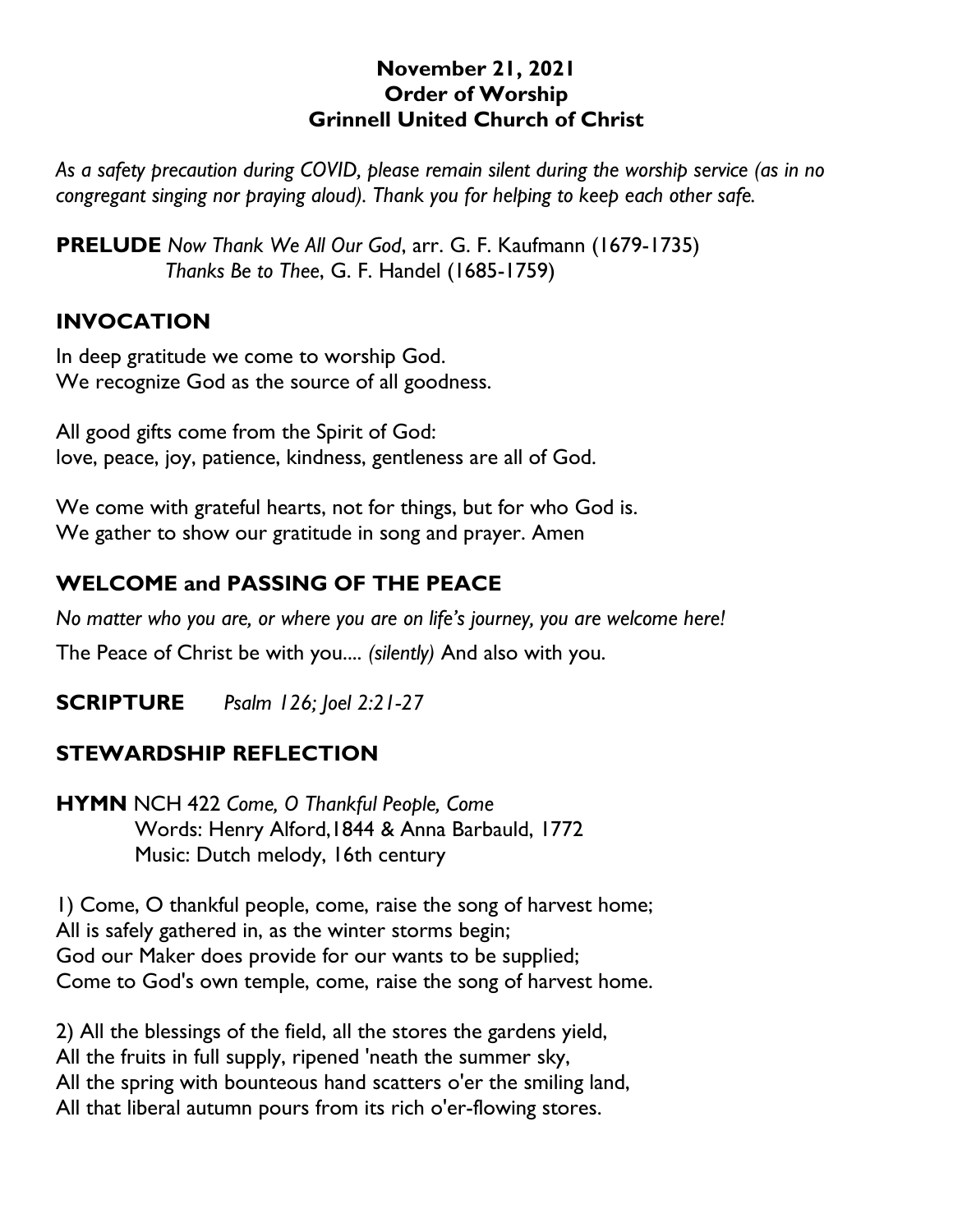**November 21, 2021**
**Order of Worship**
**Grinnell United Church of Christ**

*As a safety precaution during COVID, please remain silent during the worship service (as in no congregant singing nor praying aloud). Thank you for helping to keep each other safe.*

**PRELUDE** *Now Thank We All Our God*, arr. G. F. Kaufmann (1679-1735)
*Thanks Be to Thee*, G. F. Handel (1685-1759)

## INVOCATION

In deep gratitude we come to worship God.
We recognize God as the source of all goodness.

All good gifts come from the Spirit of God:
love, peace, joy, patience, kindness, gentleness are all of God.

We come with grateful hearts, not for things, but for who God is.
We gather to show our gratitude in song and prayer. Amen

## WELCOME and PASSING OF THE PEACE

*No matter who you are, or where you are on life's journey, you are welcome here!*

The Peace of Christ be with you.... *(silently)* And also with you.

**SCRIPTURE** *Psalm 126; Joel 2:21-27*

## STEWARDSHIP REFLECTION

**HYMN** NCH 422 *Come, O Thankful People, Come*
Words: Henry Alford,1844 & Anna Barbauld, 1772
Music: Dutch melody, 16th century

1) Come, O thankful people, come, raise the song of harvest home;
All is safely gathered in, as the winter storms begin;
God our Maker does provide for our wants to be supplied;
Come to God's own temple, come, raise the song of harvest home.

2) All the blessings of the field, all the stores the gardens yield,
All the fruits in full supply, ripened 'neath the summer sky,
All the spring with bounteous hand scatters o'er the smiling land,
All that liberal autumn pours from its rich o'er-flowing stores.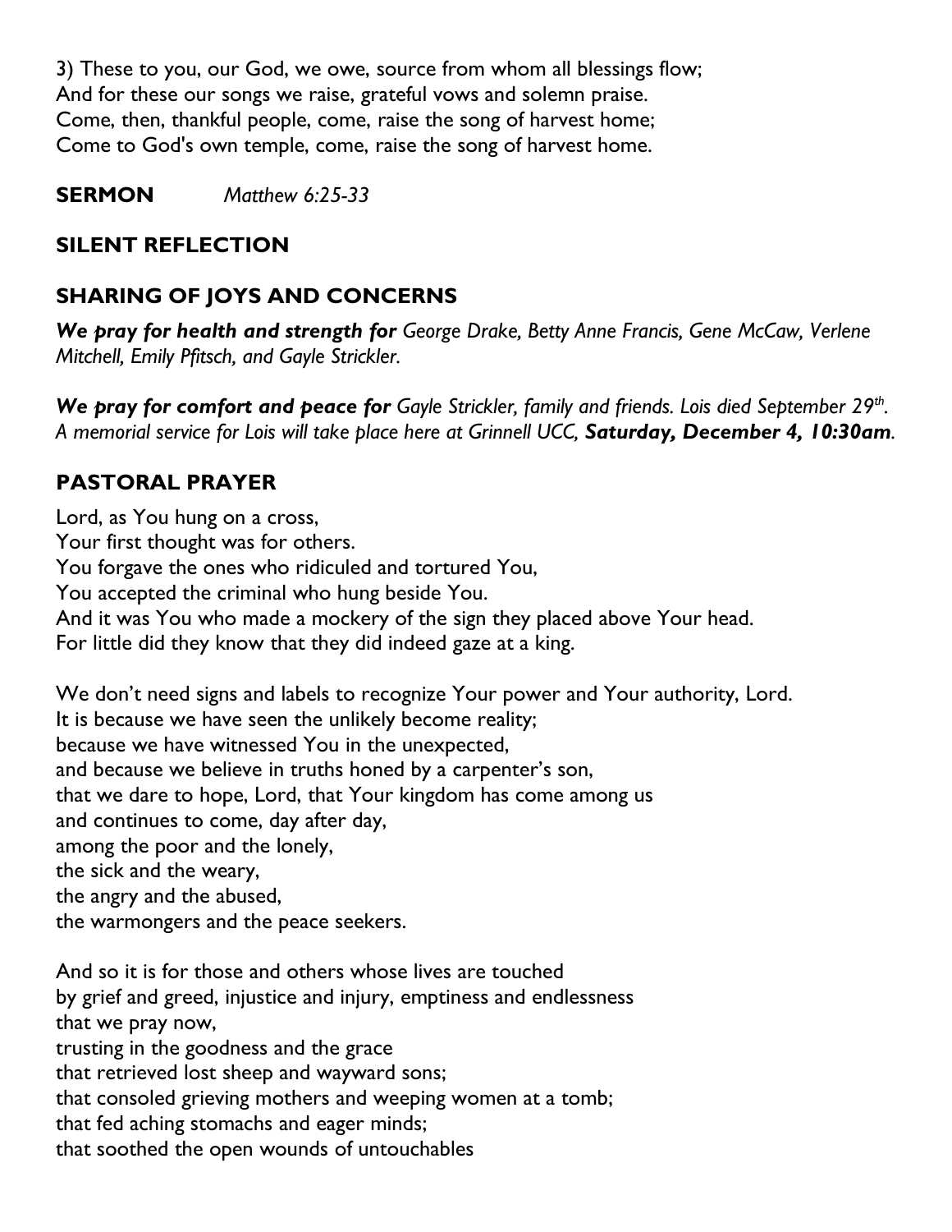3) These to you, our God, we owe, source from whom all blessings flow;
And for these our songs we raise, grateful vows and solemn praise.
Come, then, thankful people, come, raise the song of harvest home;
Come to God's own temple, come, raise the song of harvest home.

**SERMON** *Matthew 6:25-33*

**SILENT REFLECTION**

**SHARING OF JOYS AND CONCERNS**

***We pray for health and strength for*** *George Drake, Betty Anne Francis, Gene McCaw, Verlene Mitchell, Emily Pfitsch, and Gayle Strickler.*

***We pray for comfort and peace for*** *Gayle Strickler, family and friends. Lois died September 29th. A memorial service for Lois will take place here at Grinnell UCC,* ***Saturday, December 4, 10:30am****.*

**PASTORAL PRAYER**

Lord, as You hung on a cross,
Your first thought was for others.
You forgave the ones who ridiculed and tortured You,
You accepted the criminal who hung beside You.
And it was You who made a mockery of the sign they placed above Your head.
For little did they know that they did indeed gaze at a king.

We don't need signs and labels to recognize Your power and Your authority, Lord.
It is because we have seen the unlikely become reality;
because we have witnessed You in the unexpected,
and because we believe in truths honed by a carpenter's son,
that we dare to hope, Lord, that Your kingdom has come among us
and continues to come, day after day,
among the poor and the lonely,
the sick and the weary,
the angry and the abused,
the warmongers and the peace seekers.

And so it is for those and others whose lives are touched
by grief and greed, injustice and injury, emptiness and endlessness
that we pray now,
trusting in the goodness and the grace
that retrieved lost sheep and wayward sons;
that consoled grieving mothers and weeping women at a tomb;
that fed aching stomachs and eager minds;
that soothed the open wounds of untouchables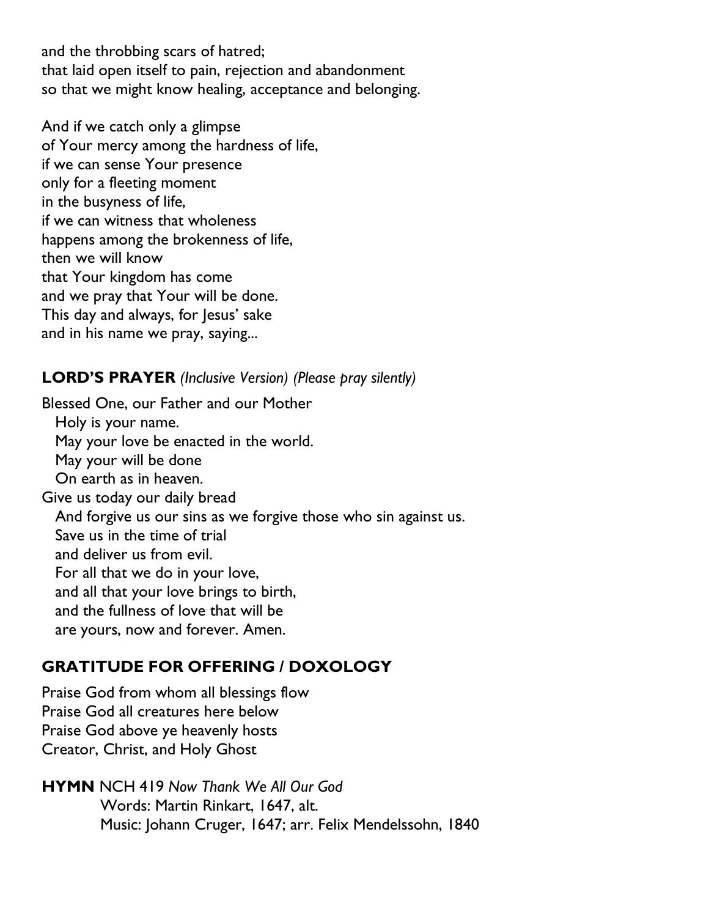and the throbbing scars of hatred;
that laid open itself to pain, rejection and abandonment
so that we might know healing, acceptance and belonging.

And if we catch only a glimpse
of Your mercy among the hardness of life,
if we can sense Your presence
only for a fleeting moment
in the busyness of life,
if we can witness that wholeness
happens among the brokenness of life,
then we will know
that Your kingdom has come
and we pray that Your will be done.
This day and always, for Jesus' sake
and in his name we pray, saying...

**LORD'S PRAYER** *(Inclusive Version) (Please pray silently)*

Blessed One, our Father and our Mother
  Holy is your name.
  May your love be enacted in the world.
  May your will be done
  On earth as in heaven.
Give us today our daily bread
  And forgive us our sins as we forgive those who sin against us.
  Save us in the time of trial
  and deliver us from evil.
  For all that we do in your love,
  and all that your love brings to birth,
  and the fullness of love that will be
  are yours, now and forever. Amen.

## GRATITUDE FOR OFFERING / DOXOLOGY

Praise God from whom all blessings flow
Praise God all creatures here below
Praise God above ye heavenly hosts
Creator, Christ, and Holy Ghost

**HYMN** NCH 419 *Now Thank We All Our God*
  Words: Martin Rinkart, 1647, alt.
  Music: Johann Cruger, 1647; arr. Felix Mendelssohn, 1840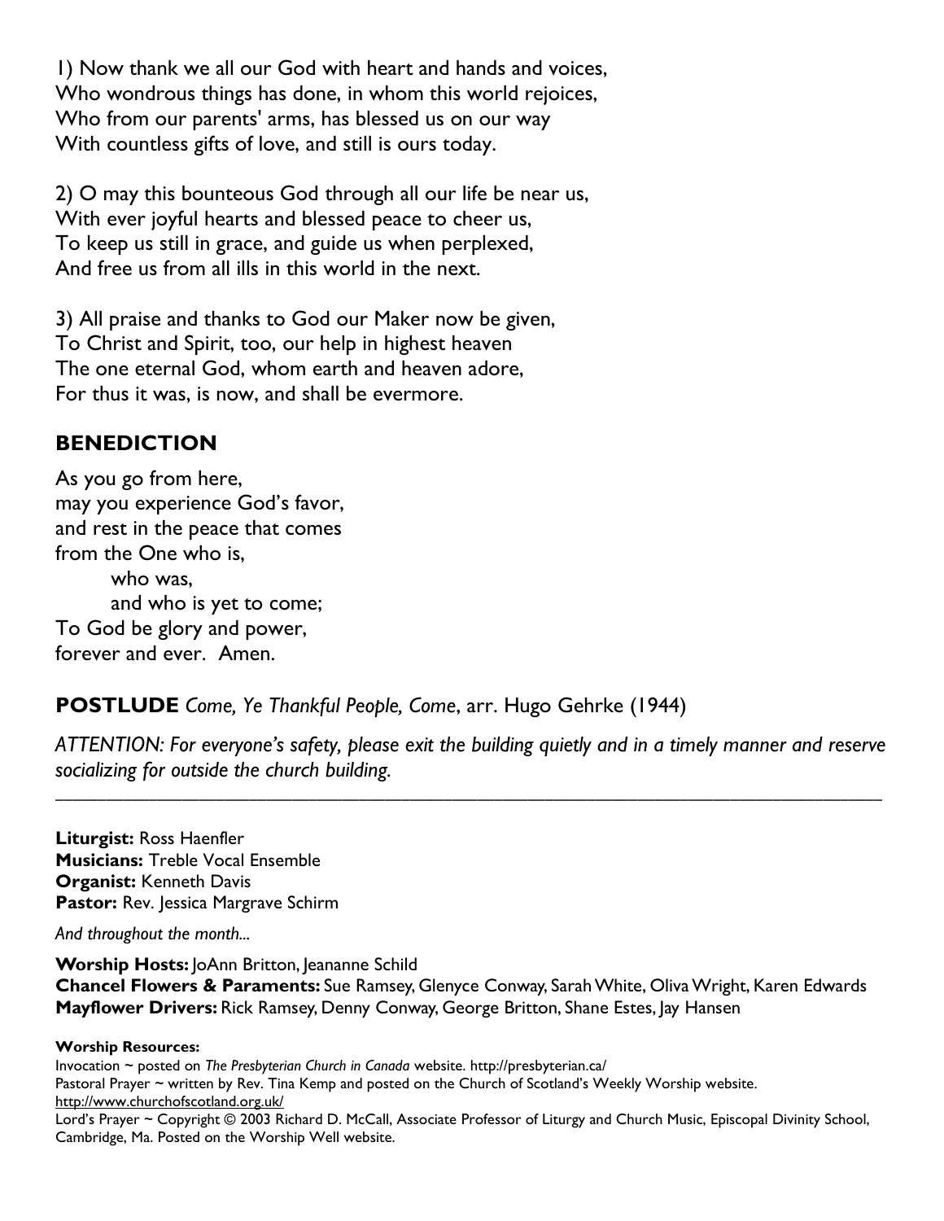1) Now thank we all our God with heart and hands and voices,
Who wondrous things has done, in whom this world rejoices,
Who from our parents' arms, has blessed us on our way
With countless gifts of love, and still is ours today.

2) O may this bounteous God through all our life be near us,
With ever joyful hearts and blessed peace to cheer us,
To keep us still in grace, and guide us when perplexed,
And free us from all ills in this world in the next.

3) All praise and thanks to God our Maker now be given,
To Christ and Spirit, too, our help in highest heaven
The one eternal God, whom earth and heaven adore,
For thus it was, is now, and shall be evermore.

## BENEDICTION

As you go from here,
may you experience God's favor,
and rest in the peace that comes
from the One who is,
who was,
and who is yet to come;
To God be glory and power,
forever and ever. Amen.

## POSTLUDE *Come, Ye Thankful People, Come*, arr. Hugo Gehrke (1944)

*ATTENTION: For everyone's safety, please exit the building quietly and in a timely manner and reserve socializing for outside the church building.*

---

**Liturgist:** Ross Haenfler
**Musicians:** Treble Vocal Ensemble
**Organist:** Kenneth Davis
**Pastor:** Rev. Jessica Margrave Schirm

*And throughout the month...*

**Worship Hosts:** JoAnn Britton, Jeananne Schild
**Chancel Flowers & Paraments:** Sue Ramsey, Glenyce Conway, Sarah White, Oliva Wright, Karen Edwards
**Mayflower Drivers:** Rick Ramsey, Denny Conway, George Britton, Shane Estes, Jay Hansen

**Worship Resources:**
Invocation ~ posted on *The Presbyterian Church in Canada* website. http://presbyterian.ca/
Pastoral Prayer ~ written by Rev. Tina Kemp and posted on the Church of Scotland's Weekly Worship website. http://www.churchofscotland.org.uk/
Lord's Prayer ~ Copyright © 2003 Richard D. McCall, Associate Professor of Liturgy and Church Music, Episcopal Divinity School, Cambridge, Ma. Posted on the Worship Well website.